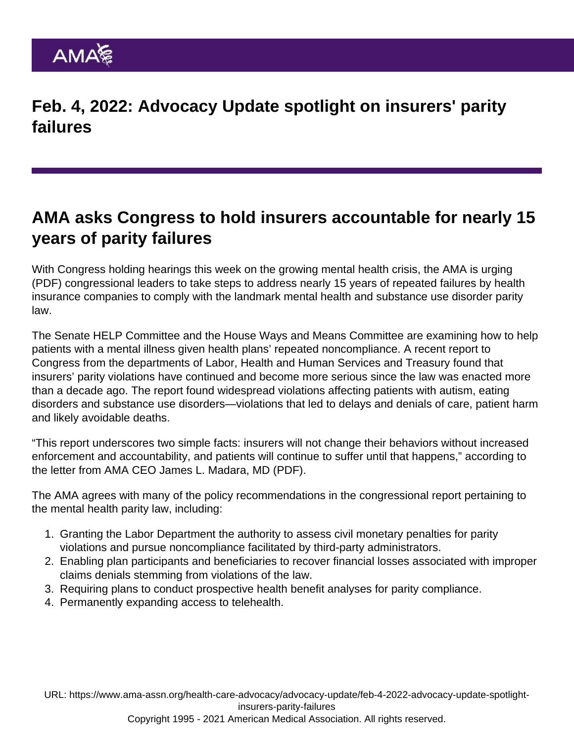# Feb. 4, 2022: Advocacy Update spotlight on insurers' parity failures

## AMA asks Congress to hold insurers accountable for nearly 15 years of parity failures

With Congress holding hearings this week on the growing mental health crisis, the AMA is urging (PDF) congressional leaders to take steps to address nearly 15 years of repeated failures by health insurance companies to comply with the landmark mental health and substance use disorder parity law.

The Senate HELP Committee and the House Ways and Means Committee are examining how to help patients with a mental illness given health plans' repeated noncompliance. A recent report to Congress from the departments of Labor, Health and Human Services and Treasury found that insurers' parity violations have continued and become more serious since the law was enacted more than a decade ago. The report found widespread violations affecting patients with autism, eating disorders and substance use disorders—violations that led to delays and denials of care, patient harm and likely avoidable deaths.

"This report underscores two simple facts: insurers will not change their behaviors without increased enforcement and accountability, and patients will continue to suffer until that happens," according to the letter from AMA CEO James L. Madara, MD (PDF).

The AMA agrees with many of the policy recommendations in the congressional report pertaining to the mental health parity law, including:

1. Granting the Labor Department the authority to assess civil monetary penalties for parity violations and pursue noncompliance facilitated by third-party administrators.
2. Enabling plan participants and beneficiaries to recover financial losses associated with improper claims denials stemming from violations of the law.
3. Requiring plans to conduct prospective health benefit analyses for parity compliance.
4. Permanently expanding access to telehealth.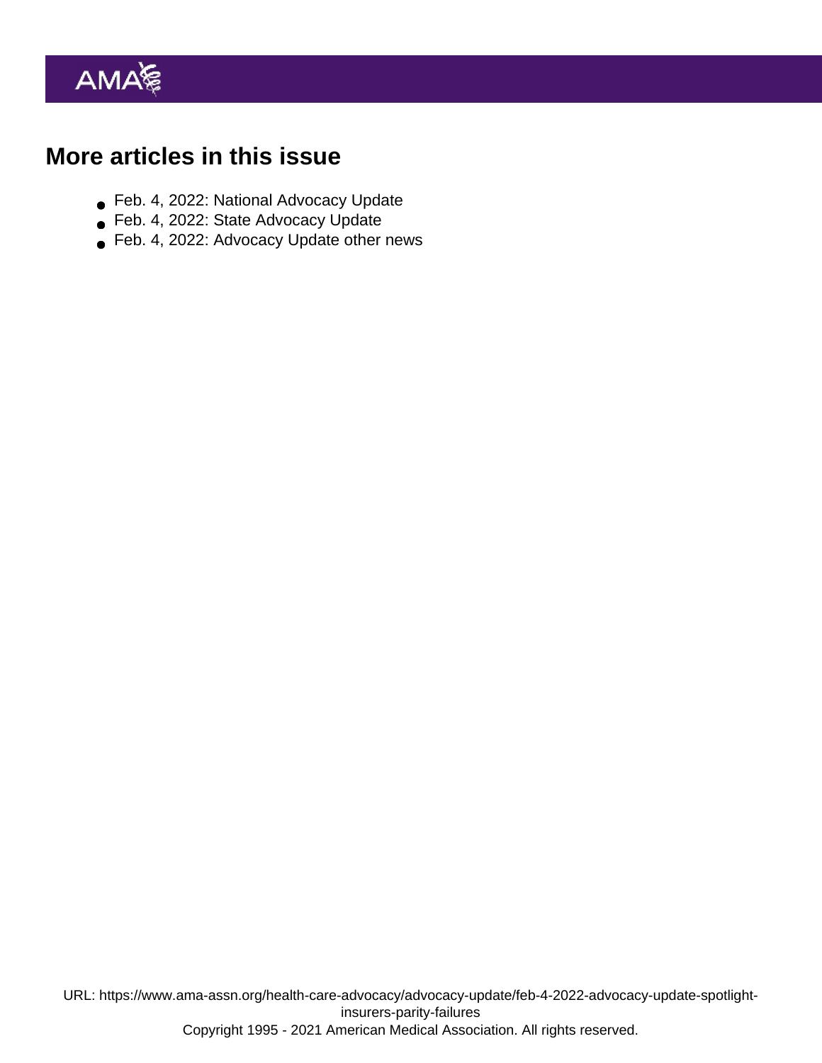## More articles in this issue

- Feb. 4, 2022: National Advocacy Update
- Feb. 4, 2022: State Advocacy Update
- Feb. 4, 2022: Advocacy Update other news